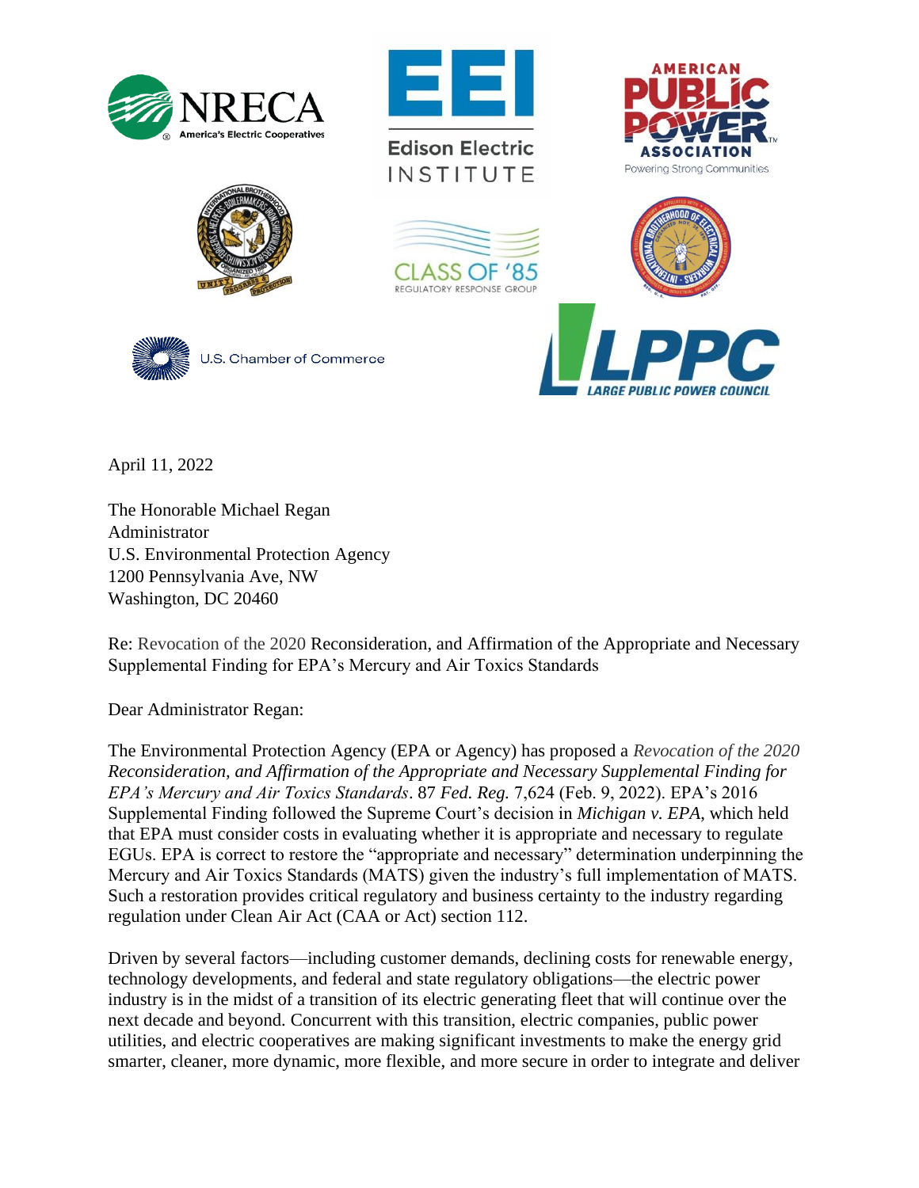April 11, 2022

The Honorable Michael Regan
Administrator
U.S. Environmental Protection Agency
1200 Pennsylvania Ave, NW
Washington, DC 20460

Re: Revocation of the 2020 Reconsideration, and Affirmation of the Appropriate and Necessary Supplemental Finding for EPA's Mercury and Air Toxics Standards

Dear Administrator Regan:

The Environmental Protection Agency (EPA or Agency) has proposed a *Revocation of the 2020 Reconsideration, and Affirmation of the Appropriate and Necessary Supplemental Finding for EPA's Mercury and Air Toxics Standards*. 87 *Fed. Reg.* 7,624 (Feb. 9, 2022). EPA's 2016 Supplemental Finding followed the Supreme Court's decision in *Michigan v. EPA*, which held that EPA must consider costs in evaluating whether it is appropriate and necessary to regulate EGUs. EPA is correct to restore the "appropriate and necessary" determination underpinning the Mercury and Air Toxics Standards (MATS) given the industry's full implementation of MATS. Such a restoration provides critical regulatory and business certainty to the industry regarding regulation under Clean Air Act (CAA or Act) section 112.

Driven by several factors—including customer demands, declining costs for renewable energy, technology developments, and federal and state regulatory obligations—the electric power industry is in the midst of a transition of its electric generating fleet that will continue over the next decade and beyond. Concurrent with this transition, electric companies, public power utilities, and electric cooperatives are making significant investments to make the energy grid smarter, cleaner, more dynamic, more flexible, and more secure in order to integrate and deliver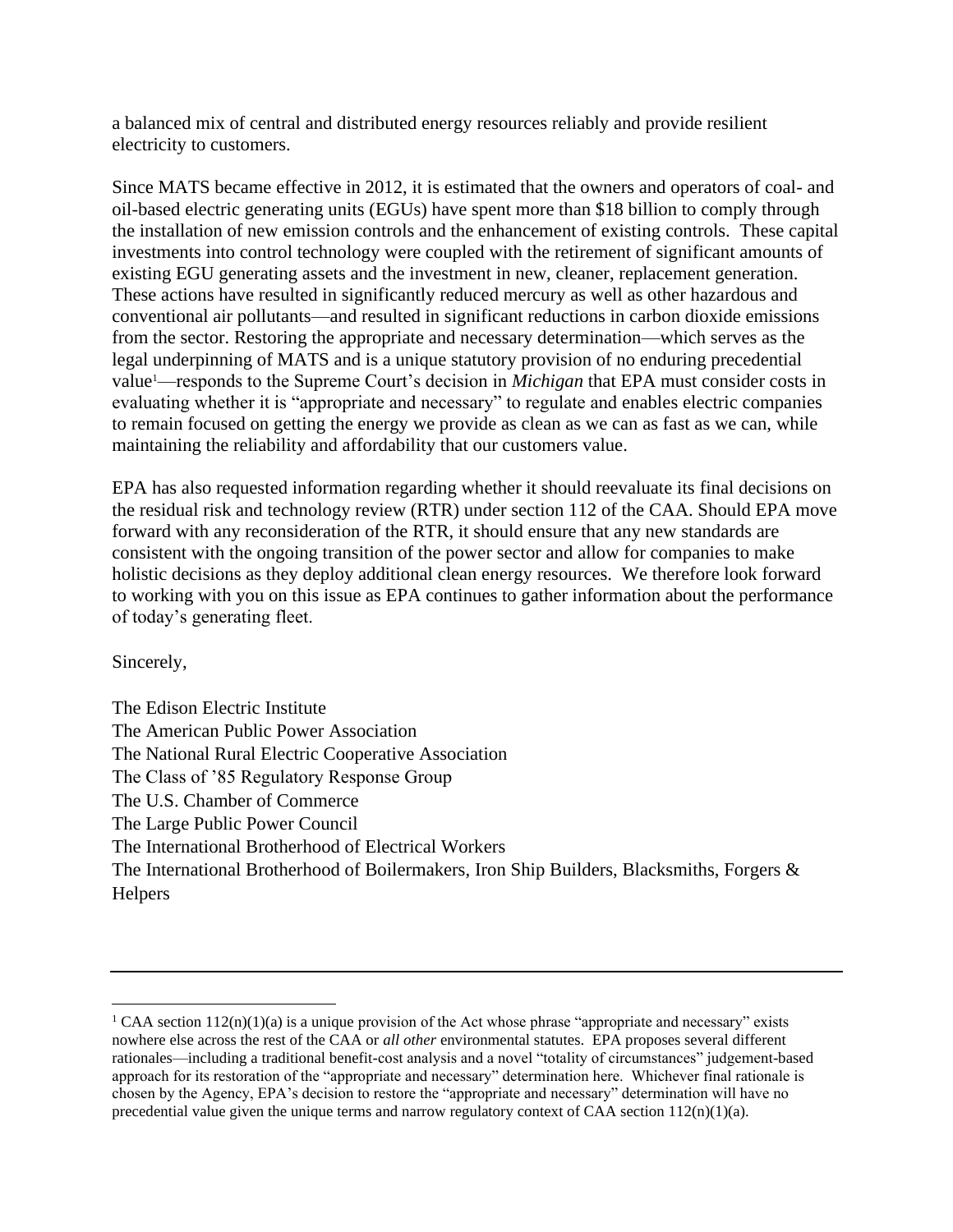a balanced mix of central and distributed energy resources reliably and provide resilient electricity to customers.

Since MATS became effective in 2012, it is estimated that the owners and operators of coal- and oil-based electric generating units (EGUs) have spent more than $18 billion to comply through the installation of new emission controls and the enhancement of existing controls. These capital investments into control technology were coupled with the retirement of significant amounts of existing EGU generating assets and the investment in new, cleaner, replacement generation. These actions have resulted in significantly reduced mercury as well as other hazardous and conventional air pollutants—and resulted in significant reductions in carbon dioxide emissions from the sector. Restoring the appropriate and necessary determination—which serves as the legal underpinning of MATS and is a unique statutory provision of no enduring precedential value[1]—responds to the Supreme Court's decision in *Michigan* that EPA must consider costs in evaluating whether it is "appropriate and necessary" to regulate and enables electric companies to remain focused on getting the energy we provide as clean as we can as fast as we can, while maintaining the reliability and affordability that our customers value.

EPA has also requested information regarding whether it should reevaluate its final decisions on the residual risk and technology review (RTR) under section 112 of the CAA. Should EPA move forward with any reconsideration of the RTR, it should ensure that any new standards are consistent with the ongoing transition of the power sector and allow for companies to make holistic decisions as they deploy additional clean energy resources. We therefore look forward to working with you on this issue as EPA continues to gather information about the performance of today's generating fleet.

Sincerely,

The Edison Electric Institute
The American Public Power Association
The National Rural Electric Cooperative Association
The Class of '85 Regulatory Response Group
The U.S. Chamber of Commerce
The Large Public Power Council
The International Brotherhood of Electrical Workers
The International Brotherhood of Boilermakers, Iron Ship Builders, Blacksmiths, Forgers & Helpers

---

[1] CAA section 112(n)(1)(a) is a unique provision of the Act whose phrase "appropriate and necessary" exists nowhere else across the rest of the CAA or *all other* environmental statutes. EPA proposes several different rationales—including a traditional benefit-cost analysis and a novel "totality of circumstances" judgement-based approach for its restoration of the "appropriate and necessary" determination here. Whichever final rationale is chosen by the Agency, EPA's decision to restore the "appropriate and necessary" determination will have no precedential value given the unique terms and narrow regulatory context of CAA section 112(n)(1)(a).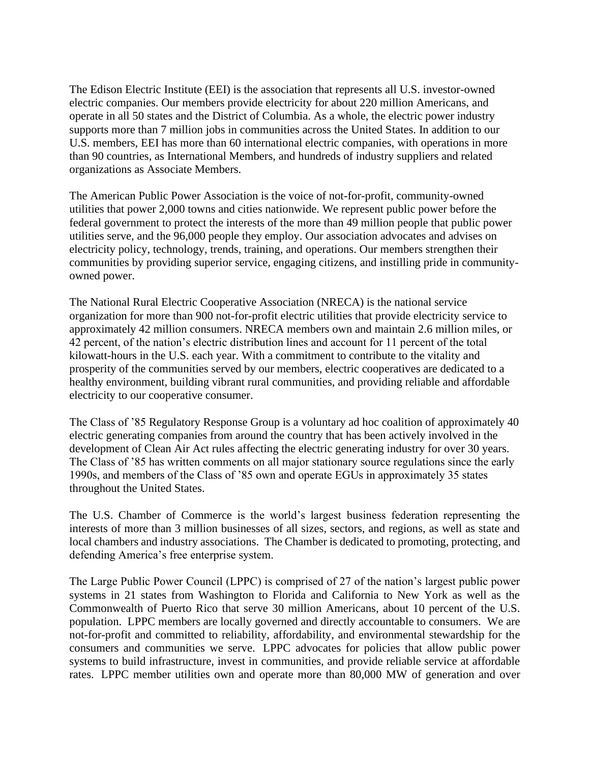The Edison Electric Institute (EEI) is the association that represents all U.S. investor-owned electric companies. Our members provide electricity for about 220 million Americans, and operate in all 50 states and the District of Columbia. As a whole, the electric power industry supports more than 7 million jobs in communities across the United States. In addition to our U.S. members, EEI has more than 60 international electric companies, with operations in more than 90 countries, as International Members, and hundreds of industry suppliers and related organizations as Associate Members.

The American Public Power Association is the voice of not-for-profit, community-owned utilities that power 2,000 towns and cities nationwide. We represent public power before the federal government to protect the interests of the more than 49 million people that public power utilities serve, and the 96,000 people they employ. Our association advocates and advises on electricity policy, technology, trends, training, and operations. Our members strengthen their communities by providing superior service, engaging citizens, and instilling pride in community-owned power.

The National Rural Electric Cooperative Association (NRECA) is the national service organization for more than 900 not-for-profit electric utilities that provide electricity service to approximately 42 million consumers. NRECA members own and maintain 2.6 million miles, or 42 percent, of the nation's electric distribution lines and account for 11 percent of the total kilowatt-hours in the U.S. each year. With a commitment to contribute to the vitality and prosperity of the communities served by our members, electric cooperatives are dedicated to a healthy environment, building vibrant rural communities, and providing reliable and affordable electricity to our cooperative consumer.

The Class of '85 Regulatory Response Group is a voluntary ad hoc coalition of approximately 40 electric generating companies from around the country that has been actively involved in the development of Clean Air Act rules affecting the electric generating industry for over 30 years. The Class of '85 has written comments on all major stationary source regulations since the early 1990s, and members of the Class of '85 own and operate EGUs in approximately 35 states throughout the United States.

The U.S. Chamber of Commerce is the world's largest business federation representing the interests of more than 3 million businesses of all sizes, sectors, and regions, as well as state and local chambers and industry associations. The Chamber is dedicated to promoting, protecting, and defending America's free enterprise system.

The Large Public Power Council (LPPC) is comprised of 27 of the nation's largest public power systems in 21 states from Washington to Florida and California to New York as well as the Commonwealth of Puerto Rico that serve 30 million Americans, about 10 percent of the U.S. population. LPPC members are locally governed and directly accountable to consumers. We are not-for-profit and committed to reliability, affordability, and environmental stewardship for the consumers and communities we serve. LPPC advocates for policies that allow public power systems to build infrastructure, invest in communities, and provide reliable service at affordable rates. LPPC member utilities own and operate more than 80,000 MW of generation and over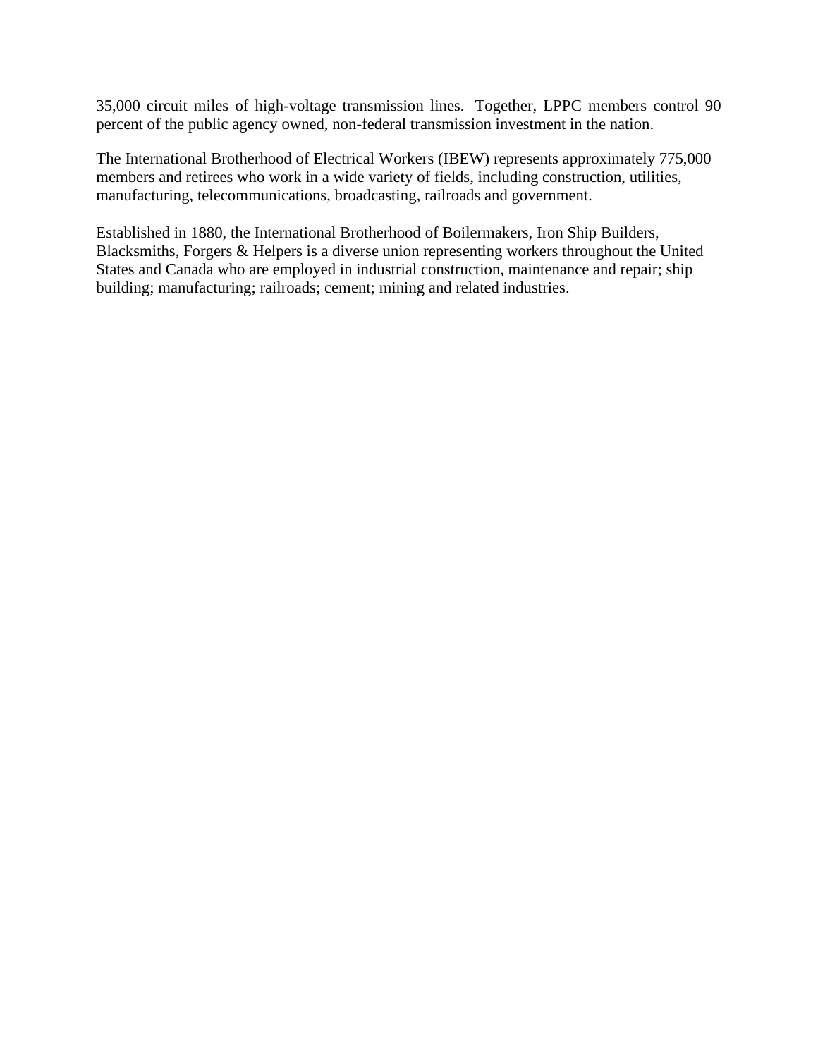35,000 circuit miles of high-voltage transmission lines. Together, LPPC members control 90 percent of the public agency owned, non-federal transmission investment in the nation.

The International Brotherhood of Electrical Workers (IBEW) represents approximately 775,000 members and retirees who work in a wide variety of fields, including construction, utilities, manufacturing, telecommunications, broadcasting, railroads and government.

Established in 1880, the International Brotherhood of Boilermakers, Iron Ship Builders, Blacksmiths, Forgers & Helpers is a diverse union representing workers throughout the United States and Canada who are employed in industrial construction, maintenance and repair; ship building; manufacturing; railroads; cement; mining and related industries.